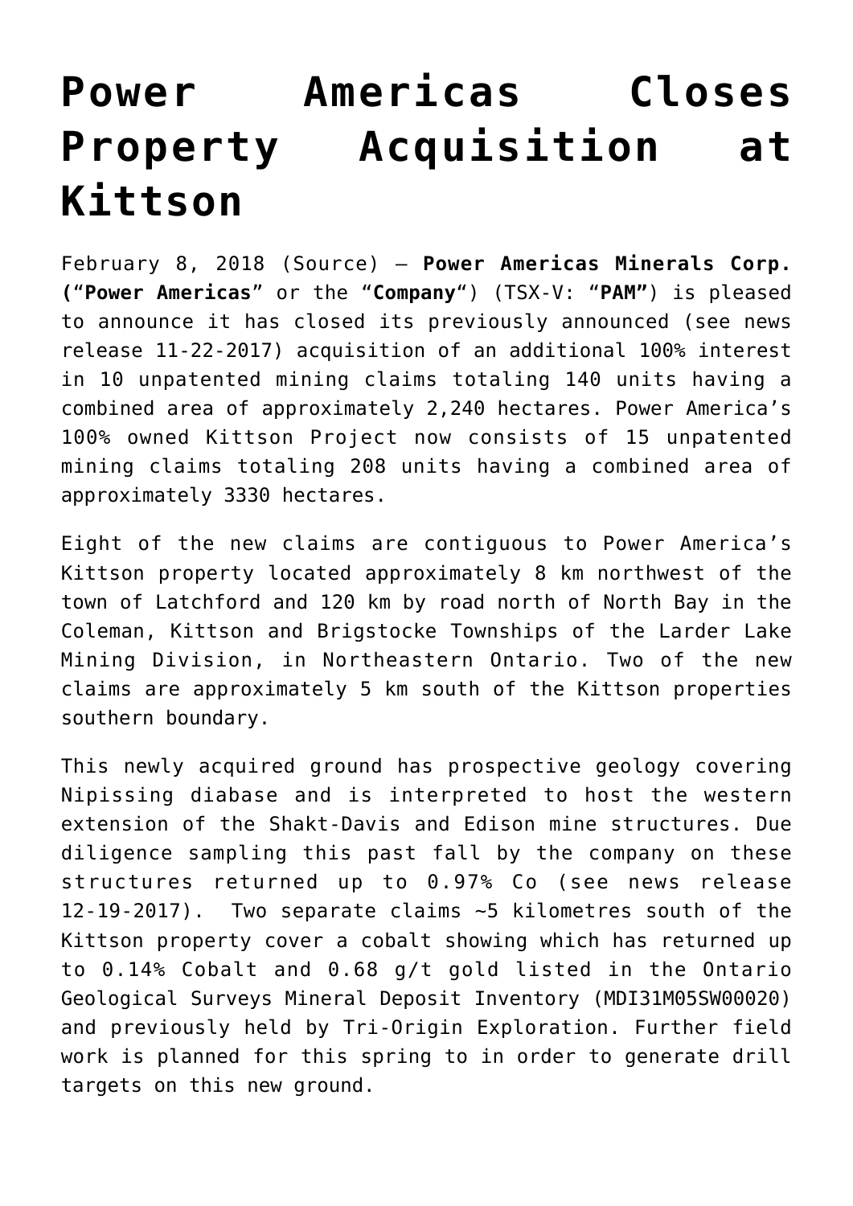# Power Americas Closes Property Acquisition at Kittson

February 8, 2018 (Source) — **Power Americas Minerals Corp. (**"**Power Americas**" or the "**Company**") (TSX-V: "**PAM"**) is pleased to announce it has closed its previously announced (see news release 11-22-2017) acquisition of an additional 100% interest in 10 unpatented mining claims totaling 140 units having a combined area of approximately 2,240 hectares. Power America's 100% owned Kittson Project now consists of 15 unpatented mining claims totaling 208 units having a combined area of approximately 3330 hectares.

Eight of the new claims are contiguous to Power America's Kittson property located approximately 8 km northwest of the town of Latchford and 120 km by road north of North Bay in the Coleman, Kittson and Brigstocke Townships of the Larder Lake Mining Division, in Northeastern Ontario. Two of the new claims are approximately 5 km south of the Kittson properties southern boundary.

This newly acquired ground has prospective geology covering Nipissing diabase and is interpreted to host the western extension of the Shakt-Davis and Edison mine structures. Due diligence sampling this past fall by the company on these structures returned up to 0.97% Co (see news release 12-19-2017). Two separate claims ~5 kilometres south of the Kittson property cover a cobalt showing which has returned up to 0.14% Cobalt and 0.68 g/t gold listed in the Ontario Geological Surveys Mineral Deposit Inventory (MDI31M05SW00020) and previously held by Tri-Origin Exploration. Further field work is planned for this spring to in order to generate drill targets on this new ground.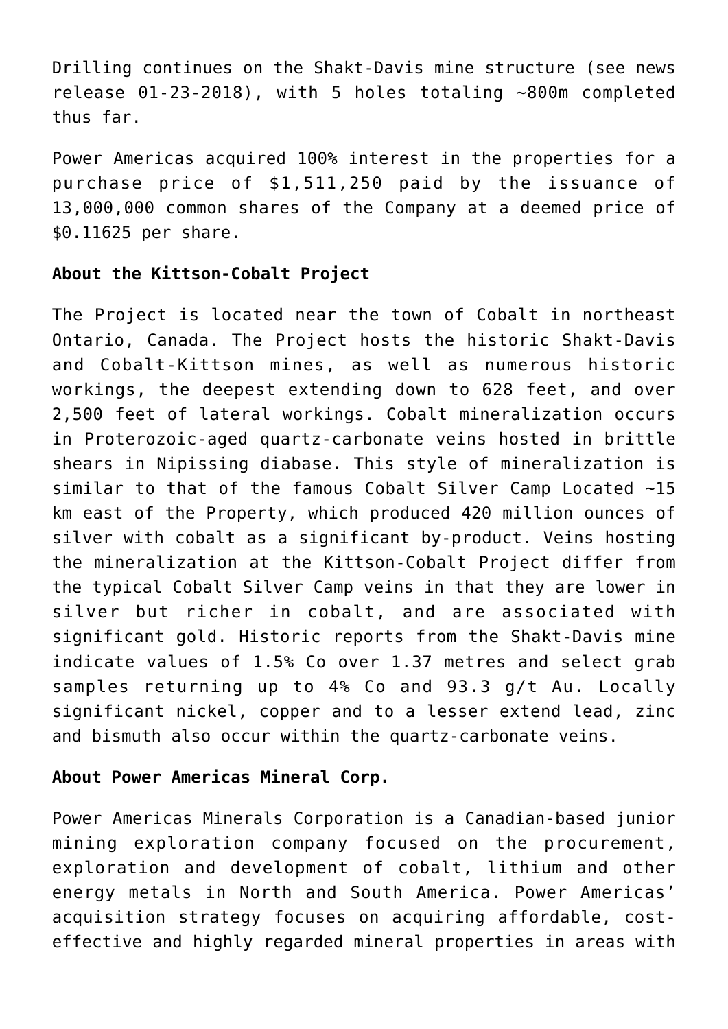Drilling continues on the Shakt-Davis mine structure (see news release 01-23-2018), with 5 holes totaling ~800m completed thus far.

Power Americas acquired 100% interest in the properties for a purchase price of $1,511,250 paid by the issuance of 13,000,000 common shares of the Company at a deemed price of $0.11625 per share.

**About the Kittson-Cobalt Project**

The Project is located near the town of Cobalt in northeast Ontario, Canada. The Project hosts the historic Shakt-Davis and Cobalt-Kittson mines, as well as numerous historic workings, the deepest extending down to 628 feet, and over 2,500 feet of lateral workings. Cobalt mineralization occurs in Proterozoic-aged quartz-carbonate veins hosted in brittle shears in Nipissing diabase. This style of mineralization is similar to that of the famous Cobalt Silver Camp Located ~15 km east of the Property, which produced 420 million ounces of silver with cobalt as a significant by-product. Veins hosting the mineralization at the Kittson-Cobalt Project differ from the typical Cobalt Silver Camp veins in that they are lower in silver but richer in cobalt, and are associated with significant gold. Historic reports from the Shakt-Davis mine indicate values of 1.5% Co over 1.37 metres and select grab samples returning up to 4% Co and 93.3 g/t Au. Locally significant nickel, copper and to a lesser extend lead, zinc and bismuth also occur within the quartz-carbonate veins.

**About Power Americas Mineral Corp.**

Power Americas Minerals Corporation is a Canadian-based junior mining exploration company focused on the procurement, exploration and development of cobalt, lithium and other energy metals in North and South America. Power Americas' acquisition strategy focuses on acquiring affordable, cost-effective and highly regarded mineral properties in areas with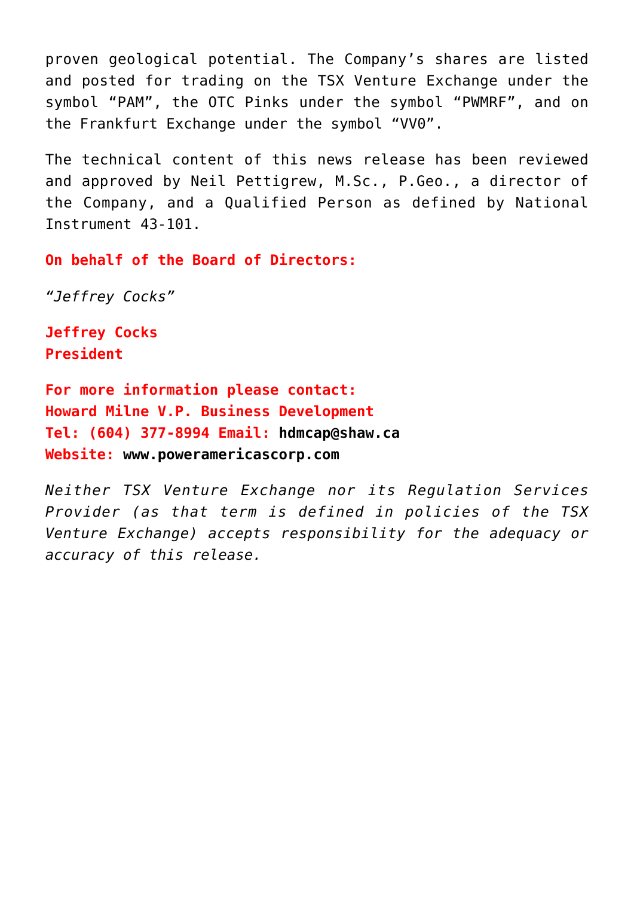proven geological potential. The Company's shares are listed and posted for trading on the TSX Venture Exchange under the symbol "PAM", the OTC Pinks under the symbol "PWMRF", and on the Frankfurt Exchange under the symbol "VV0".

The technical content of this news release has been reviewed and approved by Neil Pettigrew, M.Sc., P.Geo., a director of the Company, and a Qualified Person as defined by National Instrument 43-101.

**On behalf of the Board of Directors:**

*"Jeffrey Cocks"*

**Jeffrey Cocks**
**President**

**For more information please contact:**
**Howard Milne V.P. Business Development**
**Tel: (604) 377-8994 Email: hdmcap@shaw.ca**
**Website: www.poweramericascorp.com**

*Neither TSX Venture Exchange nor its Regulation Services Provider (as that term is defined in policies of the TSX Venture Exchange) accepts responsibility for the adequacy or accuracy of this release.*